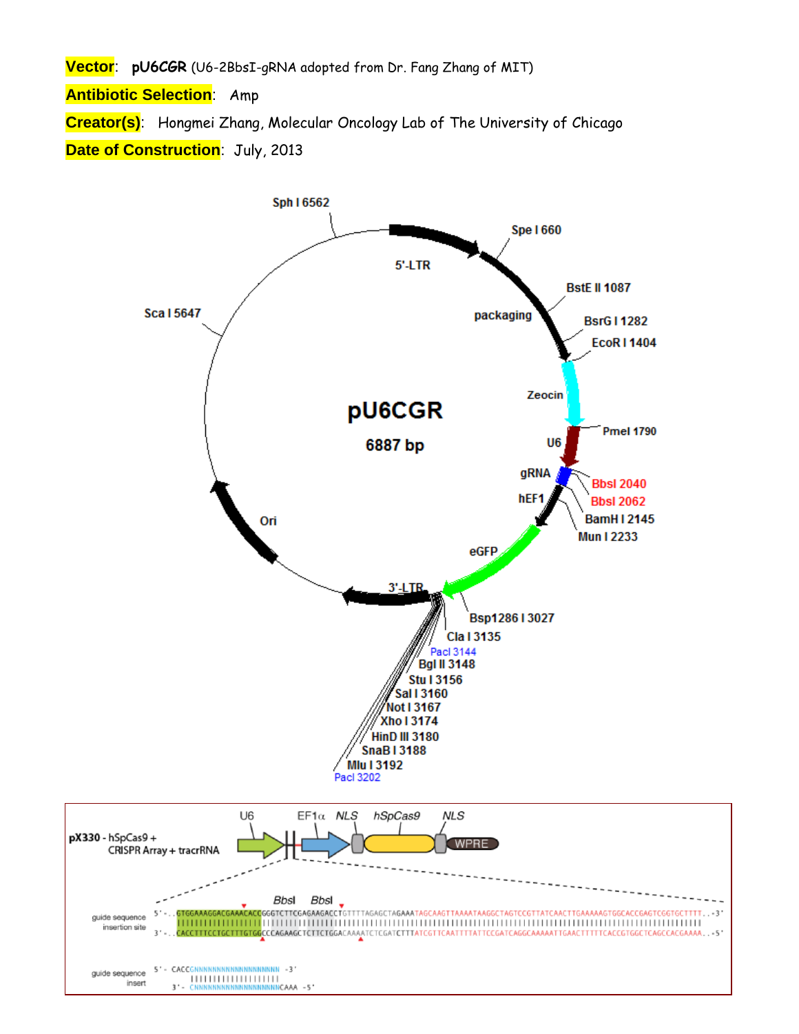**Vector**: **pU6CGR** (U6-2BbsI-gRNA adopted from Dr. Fang Zhang of MIT)

**Antibiotic Selection**: Amp

**Creator(s)**: Hongmei Zhang, Molecular Oncology Lab of The University of Chicago

**Date of Construction**: July, 2013

pU6CGR

6887 bp

5'-LTR, packaging, Zeocin, U6, gRNA, hEF1, eGFP, 3'-LTR, Ori

Sph I 6562, Spe I 660, BstE II 1087, BsrG I 1282, EcoR I 1404, PmeI 1790, BbsI 2040, BbsI 2062, BamH I 2145, Mun I 2233, Bsp1286 I 3027, Cla I 3135, PacI 3144, Bgl II 3148, Stu I 3156, Sal I 3160, Not I 3167, Xho I 3174, HinD III 3180, SnaB I 3188, Mlu I 3192, PacI 3202, Sca I 5647

pX330 - hSpCas9 + CRISPR Array + tracrRNA

U6, EF1α, NLS, hSpCas9, NLS, WPRE

guide sequence insertion site

BbsI BbsI

```
5'-..GTGGAAAGGACGAAACACCGGGTCTTCGAGAAGACCTGTTTTAGAGCTAGAAATAGCAAGTTAAAATAAGGCTAGTCCGTTATCAACTTGAAAAAGTGGCACCGAGTCGGTGCTTTT..-3'
3'-..CACCTTTCCTGCTTTGTGGCCCAGAAGCTCTTCTGGACAAAATCTCGATCTTTATCGTTCAATTTTATTCCGATCAGGCAAAATTGAACTTTTTCACCGTGGCTCAGCCACGAAAA..-5'
```

guide sequence insert

```
5'- CACCGNNNNNNNNNNNNNNNNNNN -3'
3'- CNNNNNNNNNNNNNNNNNNNCAAA -5'
```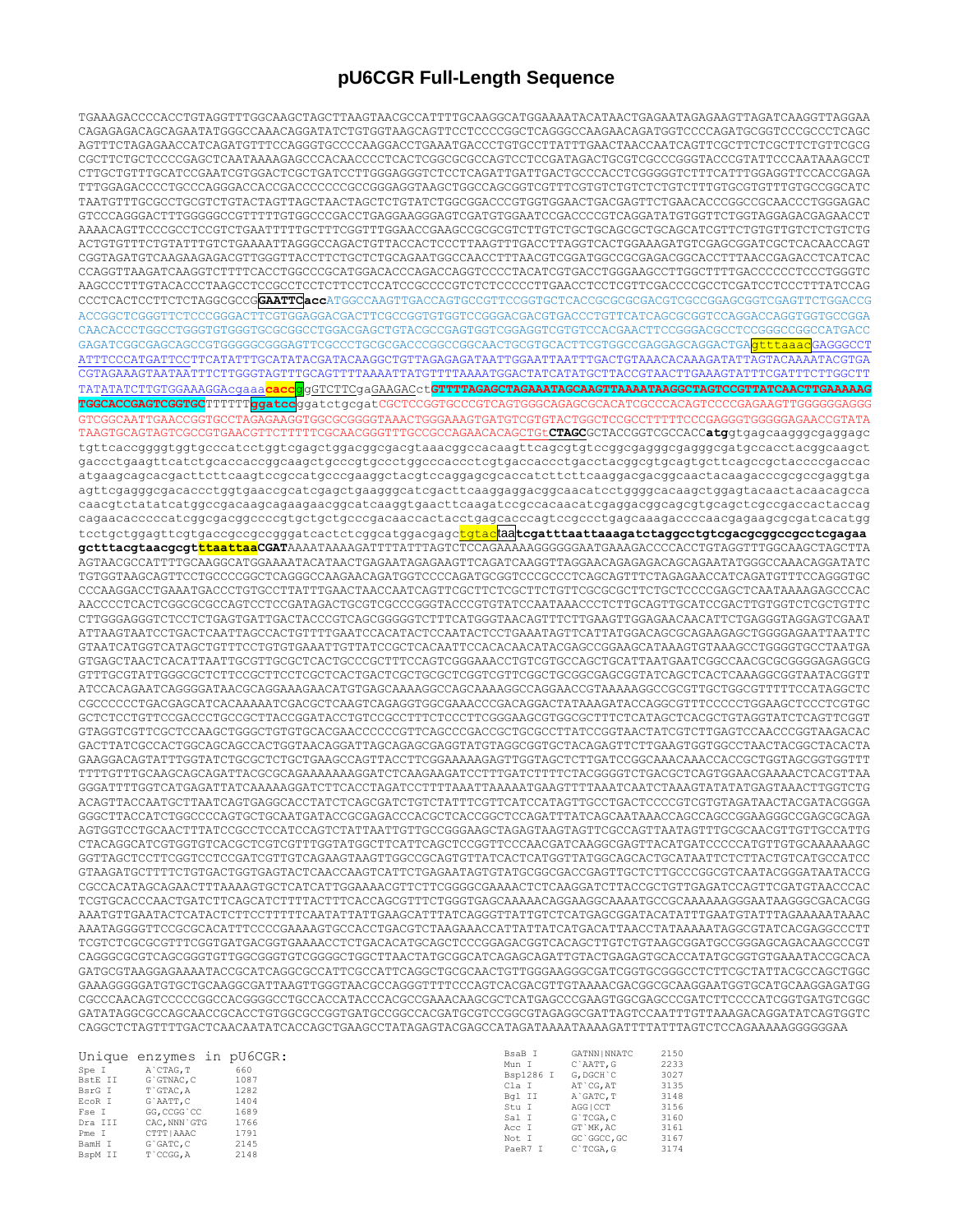# pU6CGR Full-Length Sequence

```
TGAAAGACCCCACCTGTAGGTTTGGCAAGCTAGCTTAAGTAACGCCATTTTGCAAGGCATGGAAAATACATAACTGAGAATAGAGAAGTTAGATCAAGGTTAGGAA
CAGAGAGACAGCAGAATATGGGCCAAACAGGATATCTGTGGTAAGCAGTTCCTCCCCGGCTCAGGGCCAAGAACAGATGGTCCCCAGATGCGGTCCCGCCCTCAGC
AGTTTCTAGAGAACCATCAGATGTTTCCAGGGTGCCCCAAGGACCTGAAATGACCCTGTGCCTTATTTGAACTAACCAATCAGTTCGCTTCTCGCTTCTGTTCGCG
CGCTTCTGCTCCCCGAGCTCAATAAAAGAGCCCACAACCCCTCACTCGGCGCGCCAGTCCTCCGATAGACTGCGTCGCCCGGGTACCCGTATTCCCAATAAAGCCT
CTTGCTGTTTGCATCCGAATCGTGGACTCGCTGATCCTTGGGAGGGTCTCCTCAGATTGATTGACTGCCCACCTCGGGGGTCTTTCATTTGGAGGTTCCACCGAGA
TTTGGAGACCCCTGCCCAGGGACCACCGACCCCCCCGCCGGGAGGTAAGCTGGCCAGCGGTCGTTTCGTGTCTGTCTCTGTCTTTGTGCGTGTTTGTGCCGGCATC
TAATGTTTGCGCCTGCGTCTGTACTAGTTAGCTAACTAGCTCTGTATCTGGCGGACCCGTGGTGGAACTGACGAGTTCTGAACACCCGGCCGCAACCCTGGGAGAC
GTCCCAGGGACTTTGGGGGCCGTTTTTGTGGCCCGACCTGAGGAAGGGAGTCGATGTGGAATCCGACCCCGTCAGGATATGTGGTTCTGGTAGGAGACGAGAACCT
AAAACAGTTCCCGCCTCCGTCTGAATTTTTGCTTTCGGTTTGGAACCGAAGCCGCGCGTCTTGTCTGCTGCAGCGCTGCAGCATCGTTCTGTGTTGTCTCTGTCTG
ACTGTGTTTCTGTATTTGTCTGAAAATTAGGGCCAGACTGTTACCACTCCCTTAAGTTTGACCTTAGGTCACTGGAAAGATGTCGAGCGGATCGCTCACAACCAGT
CGGTAGATGTCAAGAAGAGACGTTGGGTTACCTTCTGCTCTGCAGAATGGCCAACCTTTAACGTCGGATGGCCGCGAGACGGCACCTTTAACCGAGACCTCATCAC
CCAGGTTAAGATCAAGGTCTTTTCACCTGGCCCGCATGGACACCCAGACCAGGTCCCCTACATCGTGACCTGGGAAGCCTTGGCTTTTGACCCCCCTCCCTGGGTC
AAGCCCTTTGTACACCCTAAGCCTCCGCCTCCTCTTCCTCCATCCGCCCCGTCTCTCCCCCTTGAACCTCCTCGTTCGACCCCGCCTCGATCCTCCCTTTATCCAG
CCCTCACTCCTTCTCTAGGCGCCGGAATTCaccATGGCCAAGTTGACCAGTGCCGTTCCGGTGCTCACCGCGCGCGACGTCGCCGGAGCGGTCGAGTTCTGGACCG
ACCGGCTCGGGTTCTCCCGGGACTTCGTGGAGGACGACTTCGCCGGTGTGGTCCGGGACGACGTGACCCTGTTCATCAGCGCGGTCCAGGACCAGGTGGTGCCGGA
CAACACCCTGGCCTGGGTGTGGGTGCGCGGCCTGGACGAGCTGTACGCCGAGTGGTCGGAGGTCGTGTCCACGAACTTCCGGGACGCCTCCGGGCCGGCCATGACC
GAGATCGGCGAGCAGCCGTGGGGGCGGGAGTTCGCCCTGCGCGACCCGGCCGGCAACTGCGTGCACTTCGTGGCCGAGGAGCAGGACTGAgtttaaacGAGGGCCT
ATTTCCCATGATTCCTTCATATTTGCATATACGATACAAGGCTGTTAGAGAGATAATTGGAATTAATTTGACTGTAAACACAAAGATATTAGTACAAAATACGTGA
CGTAGAAAGTAATAATTTCTTGGGTAGTTTGCAGTTTTAAAATTATGTTTTAAAATGGACTATCATATGCTTACCGTAACTTGAAAGTATTTCGATTTCTTGGCTT
TATATATCTTGTGGAAAGGACgaaacaccgGTCTTCgaGAAGACctGTTTTAGAGCTAGAAATAGCAAGTTAAAATAAGGCTAGTCCGTTATCAACTTGAAAAAG
TGGCACCGAGTCGGTGCTTTTTTggatccggatctgcgatCGCTCCGGTGCCCGTCAGTGGGCAGAGCGCACATCGCCCACAGTCCCCGAGAAGTTGGGGGGAGG
GTCGGCAATTGAACCGGTGCCTAGAGAAGGTGGCGCGGGGTAAACTGGGAAAGTGATGTCGTGTACTGGCTCCGCCTTTTTCCCGAGGGTGGGGGAGAACCGTATA
TAAGTGCAGTAGTCGCCGTGAACGTTCTTTTTCGCAACGGGTTTGCCGCCAGAACACAGCTGtCTAGCGCTACCGGTCGCCACCatggtgagcaagggcgaggagc
tgttcaccggggtggtgcccatcctggtcgagctggacggcgacgtaaacggccacaagttcagcgtgtccggcgagggcgagggcgatgccacctacggcaagct
gaccctgaagttcatctgcaccaccggcaagctgcccgtgccctggcccaccctcgtgaccaccctgacctacggcgtgcagtgcttcagccgctaccccgaccac
atgaagcagcacgacttcttcaagtccgccatgcccgaaggctacgtccaggagcgcaccatcttcttcaaggacgacggcaactacaagacccgcgccgaggtga
agttcgagggcgacaccctggtgaaccgcatcgagctgaagggcatcgacttcaaggaggacggcaacatcctggggcacaagctggagtacaactacaacagcca
caacgtctatatcatggccgacaagcagaagaacggcatcaaggtgaacttcaagatccgccacaacatcgaggacggcagcgtgcagctcgccgaccactaccag
cagaacacccccatcggcgacggccccgtgctgctgcccgacaaccactacctgagcacccagtccgccctgagcaaagaccccaacgagaagcgcgatcacatgg
tcctgctggagttcgtgaccgccgccgggatcactctcggcatggacgagctgtacTaatcgatttaattaaagatctaggcctgtcgacgcggccgcctcgagaa
gctttacgtaacgcgtttaattaaCGATAAAATAAAAGATTTTATTTAGTCTCCAGAAAAAGGGGGGAATGAAAGACCCCACCTGTAGGTTTGGCAAGCTAGCTTA
AGTAACGCCATTTTGCAAGGCATGGAAAATACATAACTGAGAATAGAGAAGTTCAGATCAAGGTTAGGAACAGAGAGACAGCAGAATATGGGCCAAACAGGATATC
TGTGGTAAGCAGTTCCTGCCCCGGCTCAGGGCCAAGAACAGATGGTCCCCAGATGCGGTCCCGCCCTCAGCAGTTTCTAGAGAACCATCAGATGTTTCCAGGGTGC
CCCAAGGACCTGAAATGACCCTGTGCCTTATTTGAACTAACCAATCAGTTCGCTTCTCGCTTCTGTTCGCGCGCTTCTGCTCCCCGAGCTCAATAAAAGAGCCCAC
AACCCCTCACTCGGCGCGCCAGTCCTCCGATAGACTGCGTCGCCCGGGTACCCGTGTATCCAATAAACCCTCTTGCAGTTGCATCCGACTTGTGGTCTCGCTGTTC
CTTGGGAGGGTCTCCTCTGAGTGATTGACTACCCGTCAGCGGGGGTCTTTCATGGGTAACAGTTTCTTGAAGTTGGAGAACAACATTCTGAGGGTAGGAGTCGAAT
ATTAAGTAATCCTGACTCAATTAGCCACTGTTTTGAATCCACATACTCCAATACTCCTGAAATAGTTCATTATGGACAGCGCAGAAGAGCTGGGGAGAATTAATTC
GTAATCATGGTCATAGCTGTTTCCTGTGTGAAATTGTTATCCGCTCACAATTCCACACAACATACGAGCCGGAAGCATAAAGTGTAAAGCCTGGGGTGCCTAATGA
GTGAGCTAACTCACATTAATTGCGTTGCGCTCACTGCCCGCTTTCCAGTCGGGAAACCTGTCGTGCCAGCTGCATTAATGAATCGGCCAACGCGCGGGGAGAGGCG
GTTTGCGTATTGGGCGCTCTTCCGCTTCCTCGCTCACTGACTCGCTGCGCTCGGTCGTTCGGCTGCGGCGAGCGGTATCAGCTCACTCAAAGGCGGTAATACGGTT
ATCCACAGAATCAGGGGATAACGCAGGAAAGAACATGTGAGCAAAAGGCCAGCAAAAGGCCAGGAACCGTAAAAAGGCCGCGTTGCTGGCGTTTTTCCATAGGCTC
CGCCCCCCTGACGAGCATCACAAAAATCGACGCTCAAGTCAGAGGTGGCGAAACCCGACAGGACTATAAAGATACCAGGCGTTTCCCCCTGGAAGCTCCCTCGTGC
GCTCTCCTGTTCCGACCCTGCCGCTTACCGGATACCTGTCCGCCTTTCTCCCTTCGGGAAGCGTGGCGCTTTCTCATAGCTCACGCTGTAGGTATCTCAGTTCGGT
GTAGGTCGTTCGCTCCAAGCTGGGCTGTGTGCACGAACCCCCCGTTCAGCCCGACCGCTGCGCCTTATCCGGTAACTATCGTCTTGAGTCCAACCCGGTAAGACAC
GACTTATCGCCACTGGCAGCAGCCACTGGTAACAGGATTAGCAGAGCGAGGTATGTAGGCGGTGCTACAGAGTTCTTGAAGTGGTGGCCTAACTACGGCTACACTA
GAAGGACAGTATTTGGTATCTGCGCTCTGCTGAAGCCAGTTACCTTCGGAAAAAGAGTTGGTAGCTCTTGATCCGGCAAACAAACCACCGCTGGTAGCGGTGGTTT
TTTTGTTTGCAAGCAGCAGATTACGCGCAGAAAAAAAGGATCTCAAGAAGATCCTTTGATCTTTTCTACGGGGTCTGACGCTCAGTGGAACGAAAACTCACGTTAA
GGGATTTTGGTCATGAGATTATCAAAAAGGATCTTCACCTAGATCCTTTTAAATTAAAAATGAAGTTTTAAATCAATCTAAAGTATATATGAGTAAACTTGGTCTG
ACAGTTACCAATGCTTAATCAGTGAGGCACCTATCTCAGCGATCTGTCTATTTCGTTCATCCATAGTTGCCTGACTCCCCGTCGTGTAGATAACTACGATACGGGA
GGGCTTACCATCTGGCCCCAGTGCTGCAATGATACCGCGAGACCCACGCTCACCGGCTCCAGATTTATCAGCAATAAACCAGCCAGCCGGAAGGGCCGAGCGCAGA
AGTGGTCCTGCAACTTTATCCGCCTCCATCCAGTCTATTAATTGTTGCCGGGAAGCTAGAGTAAGTAGTTCGCCAGTTAATAGTTTGCGCAACGTTGTTGCCATTG
CTACAGGCATCGTGGTGTCACGCTCGTCGTTTGGTATGGCTTCATTCAGCTCCGGTTCCCAACGATCAAGGCGAGTTACATGATCCCCCATGTTGTGCAAAAAAGC
GGTTAGCTCCTTCGGTCCTCCGATCGTTGTCAGAAGTAAGTTGGCCGCAGTGTTATCACTCATGGTTATGGCAGCACTGCATAATTCTCTTACTGTCATGCCATCC
GTAAGATGCTTTTCTGTGACTGGTGAGTACTCAACCAAGTCATTCTGAGAATAGTGTATGCGGCGACCGAGTTGCTCTTGCCCGGCGTCAATACGGGATAATACCG
CGCCACATAGCAGAACTTTAAAAGTGCTCATCATTGGAAAACGTTCTTCGGGGCGAAAACTCTCAAGGATCTTACCGCTGTTGAGATCCAGTTCGATGTAACCCAC
TCGTGCACCCAACTGATCTTCAGCATCTTTTACTTTCACCAGCGTTTCTGGGTGAGCAAAAACAGGAAGGCAAAATGCCGCAAAAAAGGGAATAAGGGCGACACGG
AAATGTTGAATACTCATACTCTTCCTTTTTCAATATTATTGAAGCATTTATCAGGGTTATTGTCTCATGAGCGGATACATATTTGAATGTATTTAGAAAAATAAAC
AAATAGGGGTTCCGCGCACATTTCCCCGAAAAGTGCCACCTGACGTCTAAGAAACCATTATTATCATGACATTAACCTATAAAAATAGGCGTATCACGAGGCCCTT
TCGTCTCGCGCGTTTCGGTGATGACGGTGAAAACCTCTGACACATGCAGCTCCCGGAGACGGTCACAGCTTGTCTGTAAGCGGATGCCGGGAGCAGACAAGCCCGT
CAGGGCGCGTCAGCGGGTGTTGGCGGGTGTCGGGGCTGGCTTAACTATGCGGCATCAGAGCAGATTGTACTGAGAGTGCACCATATGCGGTGTGAAATACCGCACA
GATGCGTAAGGAGAAAATACCGCATCAGGCGCCATTCGCCATTCAGGCTGCGCAACTGTTGGGAAGGGCGATCGGTGCGGGCCTCTTCGCTATTACGCCAGCTGGC
GAAAGGGGGATGTGCTGCAAGGCGATTAAGTTGGGTAACGCCAGGGTTTTCCCAGTCACGACGTTGTAAAACGACGGCGCAAGGAATGGTGCATGCAAGGAGATGG
CGCCCAACAGTCCCCCGGCCACGGGGCCTGCCACCATACCCACGCCGAAACAAGCGCTCATGAGCCCGAAGTGGCGAGCCCGATCTTCCCCATCGGTGATGTCGGC
GATATAGGCGCCAGCAACCGCACCTGTGGCGCCGGTGATGCCGGCCACGATGCGTCCGGCGTAGAGGCGATTAGTCCAATTTGTTAAAGACAGGATATCAGTGGTC
CAGGCTCTAGTTTTGACTCAACAATATCACCAGCTGAAGCCTATAGAGTACGAGCCATAGATAAAATAAAAGATTTTATTTAGTCTCCAGAAAAAGGGGGGAA
```

Unique enzymes in pU6CGR:

| Enzyme | Site | Position |
|---|---|---|
| Spe I | A`CTAG,T | 660 |
| BstE II | G`GTNAC,C | 1087 |
| BsrG I | T`GTAC,A | 1282 |
| EcoR I | G`AATT,C | 1404 |
| Fse I | GG,CCGG`CC | 1689 |
| Dra III | CAC,NNN`GTG | 1766 |
| Pme I | CTTT\|AAAC | 1791 |
| BamH I | G`GATC,C | 2145 |
| BspM II | T`CCGG,A | 2148 |
| BsaB I | GATNN\|NNATC | 2150 |
| Mun I | C`AATT,G | 2233 |
| Bsp1286 I | G,DGCH`C | 3027 |
| Cla I | AT`CG,AT | 3135 |
| Bgl II | A`GATC,T | 3148 |
| Stu I | AGG\|CCT | 3156 |
| Sal I | G`TCGA,C | 3160 |
| Acc I | GT`MK,AC | 3161 |
| Not I | GC`GGCC,GC | 3167 |
| PaeR7 I | C`TCGA,G | 3174 |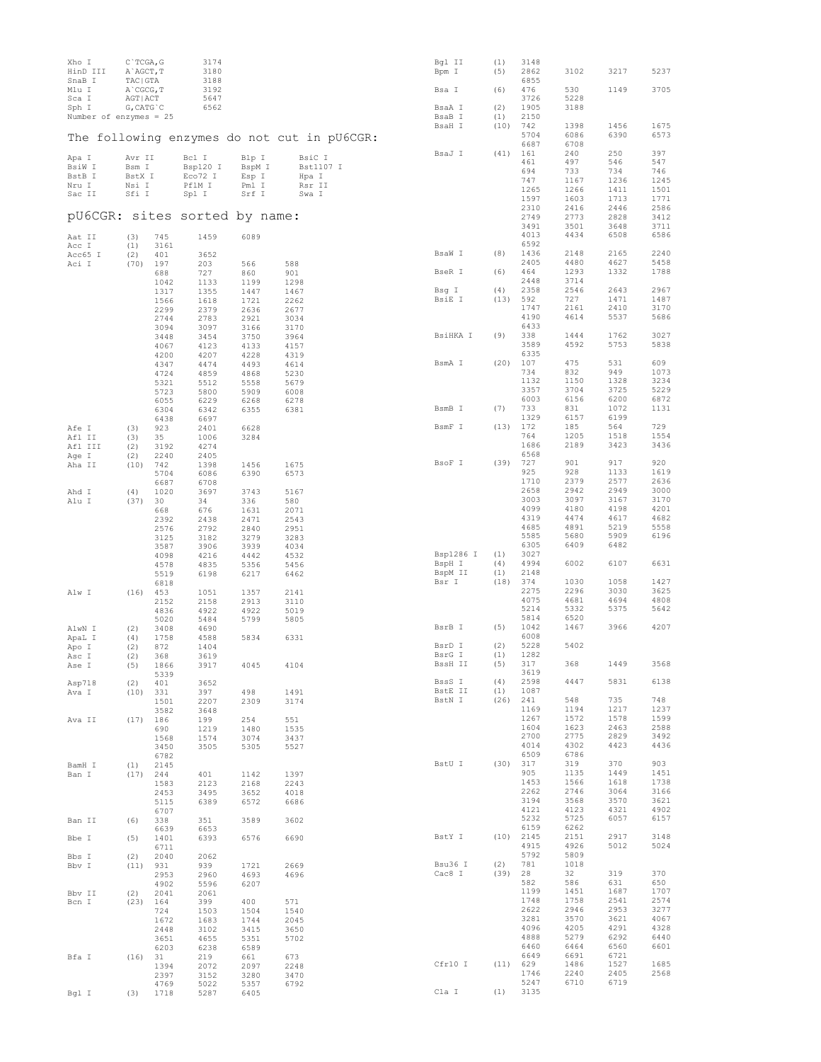```
Xho I        C`TCGA,G        3174
HinD III     A`AGCT,T        3180
SnaB I       TAC|GTA         3188
Mlu I        A`CGCG,T        3192
Sca I        AGT|ACT         5647
Sph I        G,CATG`C        6562
Number of enzymes = 25
```

## The following enzymes do not cut in pU6CGR:

```
Apa I       Avr II      Bcl I       Blp I       BsiC I
BsiW I      Bsm I       Bsp120 I    BspM I      Bst1107 I
BstB I      BstX I      Eco72 I     Esp I       Hpa I
Nru I       Nsi I       PflM I      Pml I       Rsr II
Sac II      Sfi I       Spl I       Srf I       Swa I
```

## pU6CGR: sites sorted by name:

```
Aat II      (3)   745    1459   6089
Acc I       (1)   3161
Acc65 I     (2)   401    3652
Aci I       (70)  197    203    566    588
                  688    727    860    901
                  1042   1133   1199   1298
                  1317   1355   1447   1467
                  1566   1618   1721   2262
                  2299   2379   2636   2677
                  2744   2783   2921   3034
                  3094   3097   3166   3170
                  3448   3454   3750   3964
                  4067   4123   4133   4157
                  4200   4207   4228   4319
                  4347   4474   4493   4614
                  4724   4859   4868   5230
                  5321   5512   5558   5679
                  5723   5800   5909   6008
                  6055   6229   6268   6278
                  6304   6342   6355   6381
                  6438   6697
Afe I       (3)   923    2401   6628
Afl II      (3)   35     1006   3284
Afl III     (2)   3192   4274
Age I       (2)   2240   2405
Aha II      (10)  742    1398   1456   1675
                  5704   6086   6390   6573
                  6687   6708
Ahd I       (4)   1020   3697   3743   5167
Alu I       (37)  30     34     336    580
                  668    676    1631   2071
                  2392   2438   2471   2543
                  2576   2792   2840   2951
                  3125   3182   3279   3283
                  3587   3906   3939   4034
                  4098   4216   4442   4532
                  4578   4835   5356   5456
                  5519   6198   6217   6462
                  6818
Alw I       (16)  453    1051   1357   2141
                  2152   2158   2913   3110
                  4836   4922   4922   5019
                  5020   5484   5799   5805
AlwN I      (2)   3408   4690
ApaL I      (4)   1758   4588   5834   6331
Apo I       (2)   872    1404
Asc I       (2)   368    3619
Ase I       (5)   1866   3917   4045   4104
                  5339
Asp718      (2)   401    3652
Ava I       (10)  331    397    498    1491
                  1501   2207   2309   3174
                  3582   3648
Ava II      (17)  186    199    254    551
                  690    1219   1480   1535
                  1568   1574   3074   3437
                  3450   3505   5305   5527
                  6782
BamH I      (1)   2145
Ban I       (17)  244    401    1142   1397
                  1583   2123   2168   2243
                  2453   3495   3652   4018
                  5115   6389   6572   6686
                  6707
Ban II      (6)   338    351    3589   3602
                  6639   6653
Bbe I       (5)   1401   6393   6576   6690
                  6711
Bbs I       (2)   2040   2062
Bbv I       (11)  931    939    1721   2669
                  2953   2960   4693   4696
                  4902   5596   6207
Bbv II      (2)   2041   2061
Bcn I       (23)  164    399    400    571
                  724    1503   1504   1540
                  1672   1683   1744   2045
                  2448   3102   3415   3650
                  3651   4655   5351   5702
                  6203   6238   6589
Bfa I       (16)  31     219    661    673
                  1394   2072   2097   2248
                  2397   3152   3280   3470
                  4769   5022   5357   6792
Bgl I       (3)   1718   5287   6405
Bgl II      (1)   3148
Bpm I       (5)   2862   3102   3217   5237
                  6855
Bsa I       (6)   476    530    1149   3705
                  3726   5228
BsaA I      (2)   1905   3188
BsaB I      (1)   2150
BsaH I      (10)  742    1398   1456   1675
                  5704   6086   6390   6573
                  6687   6708
BsaJ I      (41)  161    240    250    397
                  461    497    546    547
                  694    733    734    746
                  747    1167   1236   1245
                  1265   1266   1411   1501
                  1597   1603   1713   1771
                  2310   2416   2446   2586
                  2749   2773   2828   3412
                  3491   3501   3648   3711
                  4013   4434   6508   6586
                  6592
BsaW I      (8)   1436   2148   2165   2240
                  2405   4480   4627   5458
BseR I      (6)   464    1293   1332   1788
                  2448   3714
Bsg I       (4)   2358   2546   2643   2967
BsiE I      (13)  592    727    1471   1487
                  1747   2161   2410   3170
                  4190   4614   5537   5686
                  6433
BsiHKA I    (9)   338    1444   1762   3027
                  3589   4592   5753   5838
                  6335
BsmA I      (20)  107    475    531    609
                  734    832    949    1073
                  1132   1150   1328   3234
                  3357   3704   3725   5229
                  6003   6156   6200   6872
BsmB I      (7)   733    831    1072   1131
                  1329   6157   6199
BsmF I      (13)  172    185    564    729
                  764    1205   1518   1554
                  1686   2189   3423   3436
                  6568
BsoF I      (39)  727    901    917    920
                  925    928    1133   1619
                  1710   2379   2577   2636
                  2658   2942   2949   3000
                  3003   3097   3167   3170
                  4099   4180   4198   4201
                  4319   4474   4617   4682
                  4685   4891   5219   5558
                  5585   5680   5909   6196
                  6305   6409   6482
Bsp1286 I   (1)   3027
BspH I      (4)   4994   6002   6107   6631
BspM II     (1)   2148
Bsr I       (18)  374    1030   1058   1427
                  2275   2296   3030   3625
                  4075   4681   4694   4808
                  5214   5332   5375   5642
                  5814   6520
BsrB I      (5)   1042   1467   3966   4207
                  6008
BsrD I      (2)   5228   5402
BsrG I      (1)   1282
BssH II     (5)   317    368    1449   3568
                  3619
BssS I      (4)   2598   4447   5831   6138
BstE II     (1)   1087
BstN I      (26)  241    548    735    748
                  1169   1194   1217   1237
                  1267   1572   1578   1599
                  1604   1623   2463   2588
                  2700   2775   2829   3492
                  4014   4302   4423   4436
                  6509   6786
BstU I      (30)  317    319    370    903
                  905    1135   1449   1451
                  1453   1566   1618   1738
                  2262   2746   3064   3166
                  3194   3568   3570   3621
                  4121   4123   4321   4902
                  5232   5725   6057   6157
                  6159   6262
BstY I      (10)  2145   2151   2917   3148
                  4915   4926   5012   5024
                  5792   5809
Bsu36 I     (2)   781    1018
Cac8 I      (39)  28     32     319    370
                  582    586    631    650
                  1199   1451   1687   1707
                  1748   1758   2541   2574
                  2622   2946   2953   3277
                  3281   3570   3621   4067
                  4096   4205   4291   4328
                  4888   5279   6292   6440
                  6460   6464   6560   6601
                  6649   6691   6721
Cfr10 I     (11)  629    1486   1527   1685
                  1746   2240   2405   2568
                  5247   6710   6719
Cla I       (1)   3135
```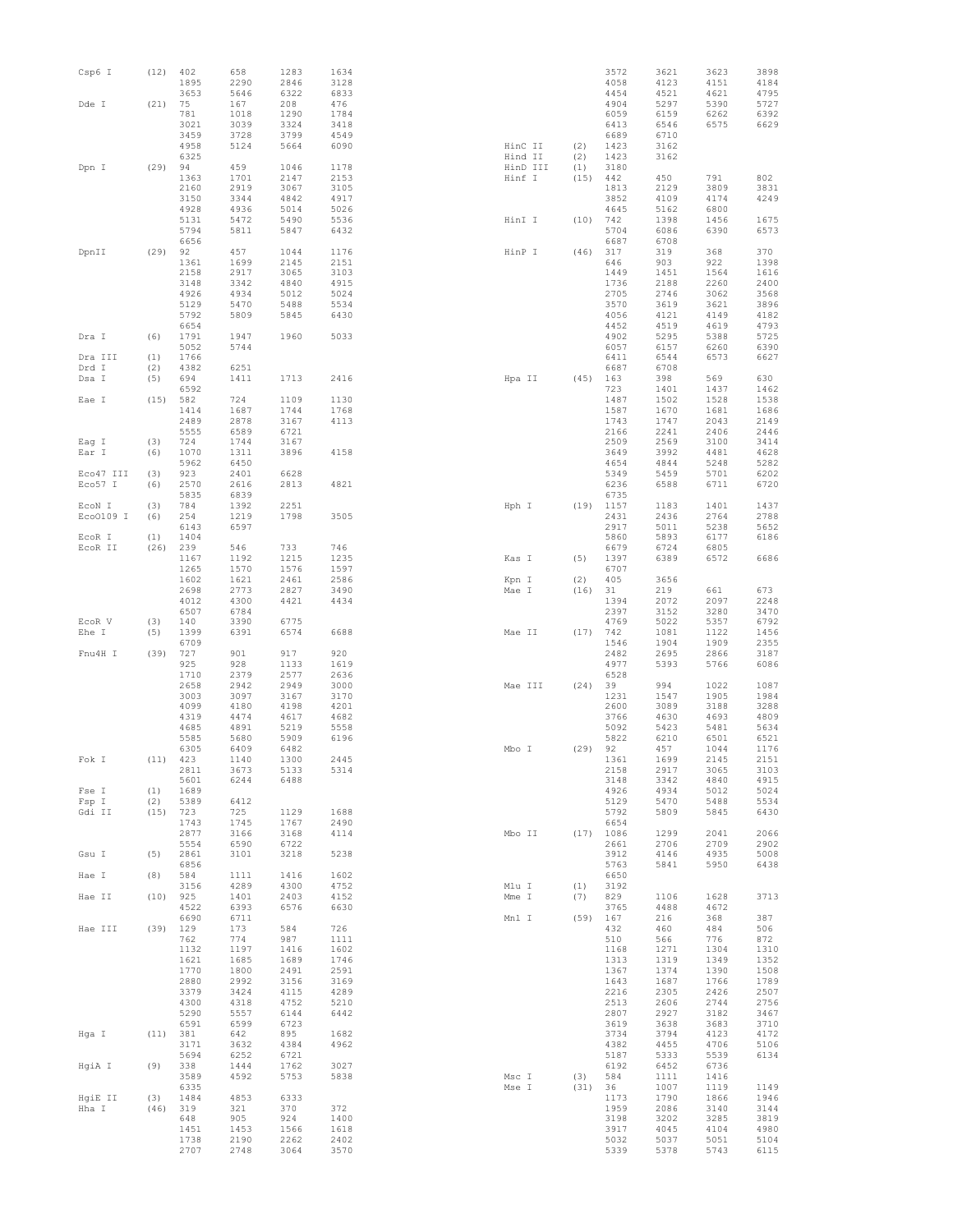```
Csp6 I     (12)  402    658    1283   1634
                 1895   2290   2846   3128
                 3653   5646   6322   6833
Dde I      (21)  75     167    208    476
                 781    1018   1290   1784
                 3021   3039   3324   3418
                 3459   3728   3799   4549
                 4958   5124   5664   6090
                 6325
Dpn I      (29)  94     459    1046   1178
                 1363   1701   2147   2153
                 2160   2919   3067   3105
                 3150   3344   4842   4917
                 4928   4936   5014   5026
                 5131   5472   5490   5536
                 5794   5811   5847   6432
                 6656
DpnII      (29)  92     457    1044   1176
                 1361   1699   2145   2151
                 2158   2917   3065   3103
                 3148   3342   4840   4915
                 4926   4934   5012   5024
                 5129   5470   5488   5534
                 5792   5809   5845   6430
                 6654
Dra I      (6)   1791   1947   1960   5033
                 5052   5744
Dra III    (1)   1766
Drd I      (2)   4382   6251
Dsa I      (5)   694    1411   1713   2416
                 6592
Eae I      (15)  582    724    1109   1130
                 1414   1687   1744   1768
                 2489   2878   3167   4113
                 5555   6589   6721
Eag I      (3)   724    1744   3167
Ear I      (6)   1070   1311   3896   4158
                 5962   6450
Eco47 III  (3)   923    2401   6628
Eco57 I    (6)   2570   2616   2813   4821
                 5835   6839
EcoN I     (3)   784    1392   2251
EcoO109 I  (6)   254    1219   1798   3505
                 6143   6597
EcoR I     (1)   1404
EcoR II    (26)  239    546    733    746
                 1167   1192   1215   1235
                 1265   1570   1576   1597
                 1602   1621   2461   2586
                 2698   2773   2827   3490
                 4012   4300   4421   4434
                 6507   6784
EcoR V     (3)   140    3390   6775
Ehe I      (5)   1399   6391   6574   6688
                 6709
Fnu4H I    (39)  727    901    917    920
                 925    928    1133   1619
                 1710   2379   2577   2636
                 2658   2942   2949   3000
                 3003   3097   3167   3170
                 4099   4180   4198   4201
                 4319   4474   4617   4682
                 4685   4891   5219   5558
                 5585   5680   5909   6196
                 6305   6409   6482
Fok I      (11)  423    1140   1300   2445
                 2811   3673   5133   5314
                 5601   6244   6488
Fse I      (1)   1689
Fsp I      (2)   5389   6412
Gdi II     (15)  723    725    1129   1688
                 1743   1745   1767   2490
                 2877   3166   3168   4114
                 5554   6590   6722
Gsu I      (5)   2861   3101   3218   5238
                 6856
Hae I      (8)   584    1111   1416   1602
                 3156   4289   4300   4752
Hae II     (10)  925    1401   2403   4152
                 4522   6393   6576   6630
                 6690   6711
Hae III    (39)  129    173    584    726
                 762    774    987    1111
                 1132   1197   1416   1602
                 1621   1685   1689   1746
                 1770   1800   2491   2591
                 2880   2992   3156   3169
                 3379   3424   4115   4289
                 4300   4318   4752   5210
                 5290   5557   6144   6442
                 6591   6599   6723
Hga I      (11)  381    642    895    1682
                 3171   3632   4384   4962
                 5694   6252   6721
HgiA I     (9)   338    1444   1762   3027
                 3589   4592   5753   5838
                 6335
HgiE II    (3)   1484   4853   6333
Hha I      (46)  319    321    370    372
                 648    905    924    1400
                 1451   1453   1566   1618
                 1738   2190   2262   2402
                 2707   2748   3064   3570
                 3572   3621   3623   3898
                 4058   4123   4151   4184
                 4454   4521   4621   4795
                 4904   5297   5390   5727
                 6059   6159   6262   6392
                 6413   6546   6575   6629
                 6689   6710
HinC II    (2)   1423   3162
Hind II    (2)   1423   3162
HinD III   (1)   3180
Hinf I     (15)  442    450    791    802
                 1813   2129   3809   3831
                 3852   4109   4174   4249
                 4645   5162   6800
HinI I     (10)  742    1398   1456   1675
                 5704   6086   6390   6573
                 6687   6708
HinP I     (46)  317    319    368    370
                 646    903    922    1398
                 1449   1451   1564   1616
                 1736   2188   2260   2400
                 2705   2746   3062   3568
                 3570   3619   3621   3896
                 4056   4121   4149   4182
                 4452   4519   4619   4793
                 4902   5295   5388   5725
                 6057   6157   6260   6390
                 6411   6544   6573   6627
                 6687   6708
Hpa II     (45)  163    398    569    630
                 723    1401   1437   1462
                 1487   1502   1528   1538
                 1587   1670   1681   1686
                 1743   1747   2043   2149
                 2166   2241   2406   2446
                 2509   2569   3100   3414
                 3649   3992   4481   4628
                 4654   4844   5248   5282
                 5349   5459   5701   6202
                 6236   6588   6711   6720
                 6735
Hph I      (19)  1157   1183   1401   1437
                 2431   2436   2764   2788
                 2917   5011   5238   5652
                 5860   5893   6177   6186
                 6679   6724   6805
Kas I      (5)   1397   6389   6572   6686
                 6707
Kpn I      (2)   405    3656
Mae I      (16)  31     219    661    673
                 1394   2072   2097   2248
                 2397   3152   3280   3470
                 4769   5022   5357   6792
Mae II     (17)  742    1081   1122   1456
                 1546   1904   1909   2355
                 2482   2695   2866   3187
                 4977   5393   5766   6086
                 6528
Mae III    (24)  39     994    1022   1087
                 1231   1547   1905   1984
                 2600   3089   3188   3288
                 3766   4630   4693   4809
                 5092   5423   5481   5634
                 5822   6210   6501   6521
Mbo I      (29)  92     457    1044   1176
                 1361   1699   2145   2151
                 2158   2917   3065   3103
                 3148   3342   4840   4915
                 4926   4934   5012   5024
                 5129   5470   5488   5534
                 5792   5809   5845   6430
                 6654
Mbo II     (17)  1086   1299   2041   2066
                 2661   2706   2709   2902
                 3912   4146   4935   5008
                 5763   5841   5950   6438
                 6650
Mlu I      (1)   3192
Mme I      (7)   829    1106   1628   3713
                 3765   4488   4672
Mnl I      (59)  167    216    368    387
                 432    460    484    506
                 510    566    776    872
                 1168   1271   1304   1310
                 1313   1319   1349   1352
                 1367   1374   1390   1508
                 1643   1687   1766   1789
                 2216   2305   2426   2507
                 2513   2606   2744   2756
                 2807   2927   3182   3467
                 3619   3638   3683   3710
                 3734   3794   4123   4172
                 4382   4455   4706   5106
                 5187   5333   5539   6134
                 6192   6452   6736
Msc I      (3)   584    1111   1416
Mse I      (31)  36     1007   1119   1149
                 1173   1790   1866   1946
                 1959   2086   3140   3144
                 3198   3202   3285   3819
                 3917   4045   4104   4980
                 5032   5037   5051   5104
                 5339   5378   5743   6115
```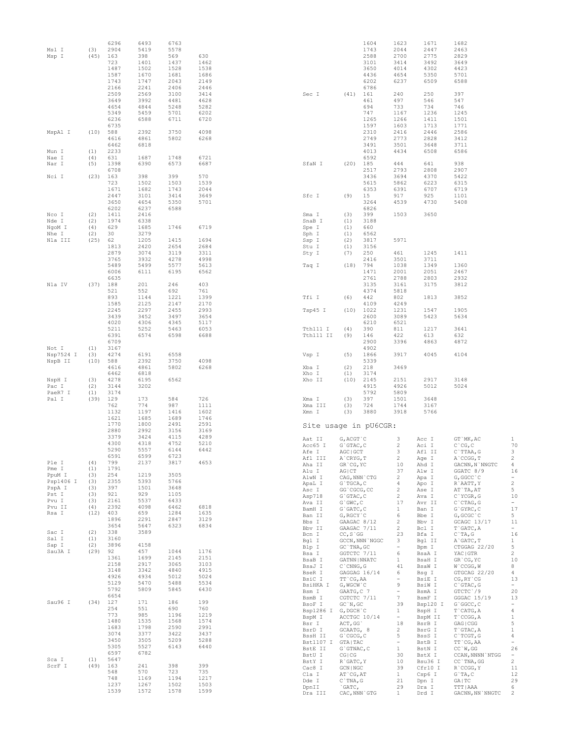| | | | | | |
|---|---|---|---|---|---|
| | | 6296 | 6493 | 6763 | |
| Msl I | (3) | 2904 | 5419 | 5578 | |
| Msp I | (45) | 163 | 398 | 569 | 630 |
| | | 723 | 1401 | 1437 | 1462 |
| | | 1487 | 1502 | 1528 | 1538 |
| | | 1587 | 1670 | 1681 | 1686 |
| | | 1743 | 1747 | 2043 | 2149 |
| | | 2166 | 2241 | 2406 | 2446 |
| | | 2509 | 2569 | 3100 | 3414 |
| | | 3649 | 3992 | 4481 | 4628 |
| | | 4654 | 4844 | 5248 | 5282 |
| | | 5349 | 5459 | 5701 | 6202 |
| | | 6236 | 6588 | 6711 | 6720 |
| | | 6735 | | | |
| MspA1 I | (10) | 588 | 2392 | 3750 | 4098 |
| | | 4616 | 4861 | 5802 | 6268 |
| | | 6462 | 6818 | | |
| Mun I | (1) | 2233 | | | |
| Nae I | (4) | 631 | 1687 | 1748 | 6721 |
| Nar I | (5) | 1398 | 6390 | 6573 | 6687 |
| | | 6708 | | | |
| Nci I | (23) | 163 | 398 | 399 | 570 |
| | | 723 | 1502 | 1503 | 1539 |
| | | 1671 | 1682 | 1743 | 2044 |
| | | 2447 | 3101 | 3414 | 3649 |
| | | 3650 | 4654 | 5350 | 5701 |
| | | 6202 | 6237 | 6588 | |
| Nco I | (2) | 1411 | 2416 | | |
| Nde I | (2) | 1974 | 6338 | | |
| NgoM I | (4) | 629 | 1685 | 1746 | 6719 |
| Nhe I | (2) | 30 | 3279 | | |
| Nla III | (25) | 62 | 1205 | 1415 | 1694 |
| | | 1813 | 2420 | 2654 | 2684 |
| | | 2879 | 3074 | 3119 | 3311 |
| | | 3765 | 3932 | 4278 | 4998 |
| | | 5489 | 5499 | 5577 | 5613 |
| | | 6006 | 6111 | 6195 | 6562 |
| | | 6635 | | | |
| Nla IV | (37) | 188 | 201 | 246 | 403 |
| | | 521 | 552 | 692 | 761 |
| | | 893 | 1144 | 1221 | 1399 |
| | | 1585 | 2125 | 2147 | 2170 |
| | | 2245 | 2297 | 2455 | 2993 |
| | | 3439 | 3452 | 3497 | 3654 |
| | | 4020 | 4306 | 4345 | 5117 |
| | | 5211 | 5252 | 5463 | 6053 |
| | | 6391 | 6574 | 6598 | 6688 |
| | | 6709 | | | |
| Not I | (1) | 3167 | | | |
| Nsp7524 I | (3) | 4274 | 6191 | 6558 | |
| NspB II | (10) | 588 | 2392 | 3750 | 4098 |
| | | 4616 | 4861 | 5802 | 6268 |
| | | 6462 | 6818 | | |
| NspH I | (3) | 4278 | 6195 | 6562 | |
| Pac I | (2) | 3144 | 3202 | | |
| PaeR7 I | (1) | 3174 | | | |
| Pal I | (39) | 129 | 173 | 584 | 726 |
| | | 762 | 774 | 987 | 1111 |
| | | 1132 | 1197 | 1416 | 1602 |
| | | 1621 | 1685 | 1689 | 1746 |
| | | 1770 | 1800 | 2491 | 2591 |
| | | 2880 | 2992 | 3156 | 3169 |
| | | 3379 | 3424 | 4115 | 4289 |
| | | 4300 | 4318 | 4752 | 5210 |
| | | 5290 | 5557 | 6144 | 6442 |
| | | 6591 | 6599 | 6723 | |
| Ple I | (4) | 799 | 2137 | 3817 | 4653 |
| Pme I | (1) | 1791 | | | |
| PpuM I | (3) | 254 | 1219 | 3505 | |
| Psp1406 I | (3) | 2355 | 5393 | 5766 | |
| PspA I | (3) | 397 | 1501 | 3648 | |
| Pst I | (3) | 921 | 929 | 1105 | |
| Pvu I | (3) | 2161 | 5537 | 6433 | |
| Pvu II | (4) | 2392 | 4098 | 6462 | 6818 |
| Rsa I | (12) | 403 | 659 | 1284 | 1635 |
| | | 1896 | 2291 | 2847 | 3129 |
| | | 3654 | 5647 | 6323 | 6834 |
| Sac I | (2) | 338 | 3589 | | |
| Sal I | (1) | 3160 | | | |
| Sap I | (2) | 3896 | 4158 | | |
| Sau3A I | (29) | 92 | 457 | 1044 | 1176 |
| | | 1361 | 1699 | 2145 | 2151 |
| | | 2158 | 2917 | 3065 | 3103 |
| | | 3148 | 3342 | 4840 | 4915 |
| | | 4926 | 4934 | 5012 | 5024 |
| | | 5129 | 5470 | 5488 | 5534 |
| | | 5792 | 5809 | 5845 | 6430 |
| | | 6654 | | | |
| Sau96 I | (34) | 127 | 171 | 186 | 199 |
| | | 254 | 551 | 690 | 760 |
| | | 773 | 985 | 1196 | 1219 |
| | | 1480 | 1535 | 1568 | 1574 |
| | | 1683 | 1798 | 2590 | 2991 |
| | | 3074 | 3377 | 3422 | 3437 |
| | | 3450 | 3505 | 5209 | 5288 |
| | | 5305 | 5527 | 6143 | 6440 |
| | | 6597 | 6782 | | |
| Sca I | (1) | 5647 | | | |
| ScrF I | (49) | 163 | 241 | 398 | 399 |
| | | 548 | 570 | 723 | 735 |
| | | 748 | 1169 | 1194 | 1217 |
| | | 1237 | 1267 | 1502 | 1503 |
| | | 1539 | 1572 | 1578 | 1599 |
| | | 1604 | 1623 | 1671 | 1682 |
| | | 1743 | 2044 | 2447 | 2463 |
| | | 2588 | 2700 | 2775 | 2829 |
| | | 3101 | 3414 | 3492 | 3649 |
| | | 3650 | 4014 | 4302 | 4423 |
| | | 4436 | 4654 | 5350 | 5701 |
| | | 6202 | 6237 | 6509 | 6588 |
| | | 6786 | | | |
| Sec I | (41) | 161 | 240 | 250 | 397 |
| | | 461 | 497 | 546 | 547 |
| | | 694 | 733 | 734 | 746 |
| | | 747 | 1167 | 1236 | 1245 |
| | | 1265 | 1266 | 1411 | 1501 |
| | | 1597 | 1603 | 1713 | 1771 |
| | | 2310 | 2416 | 2446 | 2586 |
| | | 2749 | 2773 | 2828 | 3412 |
| | | 3491 | 3501 | 3648 | 3711 |
| | | 4013 | 4434 | 6508 | 6586 |
| | | 6592 | | | |
| SfaN I | (20) | 185 | 444 | 641 | 938 |
| | | 2517 | 2793 | 2808 | 2907 |
| | | 3436 | 3694 | 4370 | 5422 |
| | | 5615 | 5862 | 6223 | 6315 |
| | | 6353 | 6391 | 6707 | 6719 |
| Sfc I | (9) | 15 | 917 | 925 | 1101 |
| | | 3264 | 4539 | 4730 | 5408 |
| | | 6826 | | | |
| Sma I | (3) | 399 | 1503 | 3650 | |
| SnaB I | (1) | 3188 | | | |
| Spe I | (1) | 660 | | | |
| Sph I | (1) | 6562 | | | |
| Ssp I | (2) | 3817 | 5971 | | |
| Stu I | (1) | 3156 | | | |
| Sty I | (7) | 250 | 461 | 1245 | 1411 |
| | | 2416 | 3501 | 3711 | |
| Taq I | (18) | 794 | 1038 | 1349 | 1360 |
| | | 1471 | 2001 | 2051 | 2467 |
| | | 2761 | 2788 | 2803 | 2932 |
| | | 3135 | 3161 | 3175 | 3812 |
| | | 4374 | 5818 | | |
| Tfi I | (6) | 442 | 802 | 1813 | 3852 |
| | | 4109 | 4249 | | |
| Tsp45 I | (10) | 1022 | 1231 | 1547 | 1905 |
| | | 2600 | 3089 | 5423 | 5634 |
| | | 6210 | 6521 | | |
| Tth111 I | (4) | 390 | 811 | 1217 | 3641 |
| Tth111 II | (9) | 146 | 422 | 613 | 632 |
| | | 2900 | 3396 | 4863 | 4872 |
| | | 4902 | | | |
| Vsp I | (5) | 1866 | 3917 | 4045 | 4104 |
| | | 5339 | | | |
| Xba I | (2) | 218 | 3469 | | |
| Xho I | (1) | 3174 | | | |
| Xho II | (10) | 2145 | 2151 | 2917 | 3148 |
| | | 4915 | 4926 | 5012 | 5024 |
| | | 5792 | 5809 | | |
| Xma I | (3) | 397 | 1501 | 3648 | |
| Xma III | (3) | 724 | 1744 | 3167 | |
| Xmn I | (3) | 3880 | 3918 | 5766 | |

## Site usage in pU6CGR:

| Enzyme | Site | Count | Enzyme | Site | Count |
|---|---|---|---|---|---|
| Aat II | G,ACGT`C | 3 | Acc I | GT`MK,AC | 1 |
| Acc65 I | G`GTAC,C | 2 | Aci I | C`CG,C | 70 |
| Afe I | AGC\|GCT | 3 | Afl II | C`TTAA,G | 3 |
| Afl III | A`CRYG,T | 2 | Age I | A`CCGG,T | 2 |
| Aha II | GR`CG,YC | 10 | Ahd I | GACNN,N`NNGTC | 4 |
| Alu I | AG\|CT | 37 | Alw I | GGATC 8/9 | 16 |
| AlwN I | CAG,NNN`CTG | 2 | Apa I | G,GGCC`C | - |
| ApaL I | G`TGCA,C | 4 | Apo I | R`AATT,Y | 2 |
| Asc I | GG`CGCG,CC | 2 | Ase I | AT`TA,AT | 5 |
| Asp718 | G`GTAC,C | 2 | Ava I | C`YCGR,G | 10 |
| Ava II | G`GWC,C | 17 | Avr II | C`CTAG,G | - |
| BamH I | G`GATC,C | 1 | Ban I | G`GYRC,C | 17 |
| Ban II | G,RGCY`C | 6 | Bbe I | G,GCGC`C | 5 |
| Bbs I | GAAGAC 8/12 | 2 | Bbv I | GCAGC 13/17 | 11 |
| Bbv II | GAAGAC 7/11 | 2 | Bcl I | T`GATC,A | - |
| Bcn I | CC,S`GG | 23 | Bfa I | C`TA,G | 16 |
| Bgl I | GCCN,NNN`NGGC | 3 | Bgl II | A`GATC,T | 1 |
| Blp I | GC`TNA,GC | - | Bpm I | CTGGAG 22/20 | 5 |
| Bsa I | GGTCTC 7/11 | 6 | BsaA I | YAC\|GTR | 2 |
| BsaB I | GATNN\|NNATC | 1 | BsaH I | GR`CG,YC | 10 |
| BsaJ I | C`CNNG,G | 41 | BsaW I | W`CCGG,W | 8 |
| BseR I | GAGGAG 16/14 | 6 | Bsg I | GTGCAG 22/20 | 4 |
| BsiC I | TT`CG,AA | - | BsiE I | CG,RY`CG | 13 |
| BsiHKA I | G,WGCW`C | 9 | BsiW I | C`GTAC,G | - |
| Bsm I | GAATG,C 7 | - | BsmA I | GTCTC`/9 | 20 |
| BsmB I | CGTCTC 7/11 | 7 | BsmF I | GGGAC 15/19 | 13 |
| BsoF I | GC`N,GC | 39 | Bsp120 I | G`GGCC,C | - |
| Bsp1286 I | G,DGCH`C | 1 | BspH I | T`CATG,A | 4 |
| BspM I | ACCTGC 10/14 | - | BspM II | T`CCGG,A | 1 |
| Bsr I | ACT,GG` | 18 | BsrB I | GAG\|CGG | 5 |
| BsrD I | GCAATG, 8 | 2 | BsrG I | T`GTAC,A | 1 |
| BssH II | G`CGCG,C | 5 | BssS I | C`TCGT,G | 4 |
| Bst1107 I | GTA\|TAC | - | BstB I | TT`CG,AA | - |
| BstE II | G`GTNAC,C | 1 | BstN I | CC`W,GG | 26 |
| BstU I | CG\|CG | 30 | BstX I | CCAN,NNNN`NTGG | - |
| BstY I | R`GATC,Y | 10 | Bsu36 I | CC`TNA,GG | 2 |
| Cac8 I | GCN\|NGC | 39 | Cfr10 I | R`CCGG,Y | 11 |
| Cla I | AT`CG,AT | 1 | Csp6 I | G`TA,C | 12 |
| Dde I | C`TNA,G | 21 | Dpn I | GA\|TC | 29 |
| DpnII | `GATC, | 29 | Dra I | TTT\|AAA | 6 |
| Dra III | CAC,NNN`GTG | 1 | Drd I | GACNN,NN`NNGTC | 2 |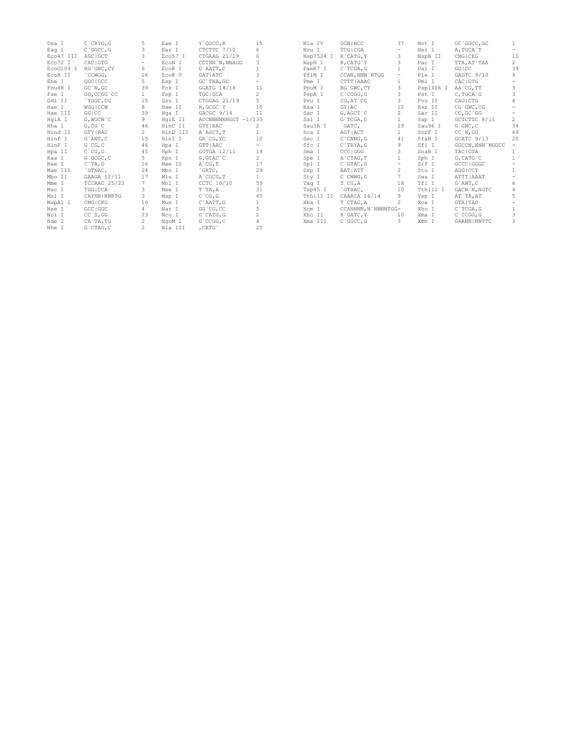| | | | | | | | | | | | |
|---|---|---|---|---|---|---|---|---|---|---|---|
| Dsa I | C`CRYG,G | 5 | Eae I | Y`GGCC,R | 15 | Nla IV | GGN\|NCC | 37 | Not I | GC`GGCC,GC | 1 |
| Eag I | C`GGCC,G | 3 | Ear I | CTCTTC 7/10 | 6 | Nru I | TCG\|CGA | - | Nsi I | A,TGCA`T | - |
| Eco47 III | AGC\|GCT | 3 | Eco57 I | CTGAAG 21/19 | 6 | Nsp7524 I | R`CATG,Y | 3 | NspB II | CMG\|CKG | 10 |
| Eco72 I | CAC\|GTG | - | EcoN I | CCTNN`N,NNAGG | 3 | NspH I | R,CATG`Y | 3 | Pac I | TTA,AT`TAA | 2 |
| Eco0109 I | RG`GNC,CY | 6 | EcoR I | G`AATT,C | 1 | PaeR7 I | C`TCGA,G | 1 | Pal I | GG\|CC | 39 |
| EcoR II | `CCWGG, | 26 | EcoR V | GAT\|ATC | 3 | PflM I | CCAN,NNN`NTGG | - | Ple I | GAGTC 9/10 | 4 |
| Ehe I | GGC\|GCC | 5 | Esp I | GC`TNA,GC | - | Pme I | CTTT\|AAAC | 1 | Pml I | CAC\|GTG | - |
| Fnu4H I | GC`N,GC | 39 | Fok I | GGATG 14/18 | 11 | PpuM I | RG`GWC,CY | 3 | Psp1406 I | AA`CG,TT | 3 |
| Fse I | GG,CCGG`CC | 1 | Fsp I | TGC\|GCA | 2 | PspA I | C`CCGG,G | 3 | Pst I | C,TGCA`G | 3 |
| Gdi II | `YGGC,CG | 15 | Gsu I | CTGGAG 21/19 | 5 | Pvu I | CG,AT`CG | 3 | Pvu II | CAG\|CTG | 4 |
| Hae I | WGG\|CCW | 8 | Hae II | R,GCGC`Y | 10 | Rsa I | GT\|AC | 12 | Rsr II | CG`GWC,CG | - |
| Hae III | GG\|CC | 39 | Hga I | GACGC 9/14 | 11 | Sac I | G,AGCT`C | 2 | Sac II | CC,GC`GG | - |
| HgiA I | G,WGCW`C | 9 | HgiE II | ACCNNNNNNGGT -1/133 | | Sal I | G`TCGA,C | 1 | Sap I | GCTCTTC 8/11 | 2 |
| Hha I | G,CG`C | 46 | HinC II | GTY\|RAC | 2 | Sau3A I | `GATC, | 29 | Sau96 I | G`GNC,C | 34 |
| Hind II | GTY\|RAC | 2 | HinD III | A`AGCT,T | 1 | Sca I | AGT\|ACT | 1 | ScrF I | CC`N,GG | 49 |
| Hinf I | G`ANT,C | 15 | HinI I | GR`CG,YC | 10 | Sec I | C`CNNG,G | 41 | SfaN I | GCATC 9/13 | 20 |
| HinP I | G`CG,C | 46 | Hpa I | GTT\|AAC | - | Sfc I | C`TRYA,G | 9 | Sfi I | GGCCN,NNN`NGGCC | - |
| Hpa II | C`CG,G | 45 | Hph I | GGTGA 12/11 | 19 | Sma I | CCC\|GGG | 3 | SnaB I | TAC\|GTA | 1 |
| Kas I | G`GCGC,C | 5 | Kpn I | G,GTAC`C | 2 | Spe I | A`CTAG,T | 1 | Sph I | G,CATG`C | 1 |
| Mae I | C`TA,G | 16 | Mae II | A`CG,T | 17 | Spl I | C`GTAC,G | - | Srf I | GCCC\|GGGC | - |
| Mae III | `GTNAC, | 24 | Mbo I | `GATC, | 29 | Ssp I | AAT\|ATT | 2 | Stu I | AGG\|CCT | 1 |
| Mbo II | GAAGA 12/11 | 17 | Mlu I | A`CGCG,T | 1 | Sty I | C`CWWG,G | 7 | Swa I | ATTT\|AAAT | - |
| Mme I | TCCRAC 25/23 | 7 | Mnl I | CCTC 10/10 | 59 | Taq I | T`CG,A | 18 | Tfi I | G`AWT,C | 6 |
| Msc I | TGG\|CCA | 3 | Mse I | T`TA,A | 31 | Tsp45 I | `GTSAC, | 10 | Tth111 I | GACN`N,NGTC | 4 |
| Msl I | CAYNN\|NNRTG | 3 | Msp I | C`CG,G | 45 | Tth111 II | CAARCA 16/14 | 9 | Vsp I | AT`TA,AT | 5 |
| MspA1 I | CMG\|CKG | 10 | Mun I | C`AATT,G | 1 | Xba I | T`CTAG,A | 2 | Xca I | GTA\|TAC | - |
| Nae I | GCC\|GGC | 4 | Nar I | GG`CG,CC | 5 | Xcm I | CCANNNN,N`NNNNTGG- | | Xho I | C`TCGA,G | 1 |
| Nci I | CC`S,GG | 23 | Nco I | C`CATG,G | 2 | Xho II | R`GATC,Y | 10 | Xma I | C`CCGG,G | 3 |
| Nde I | CA`TA,TG | 2 | NgoM I | G`CCGG,C | 4 | Xma III | C`GGCC,G | 3 | Xmn I | GAANN\|NNTTC | 3 |
| Nhe I | G`CTAG,C | 2 | Nla III | ,CATG` | 25 | | | | | | |